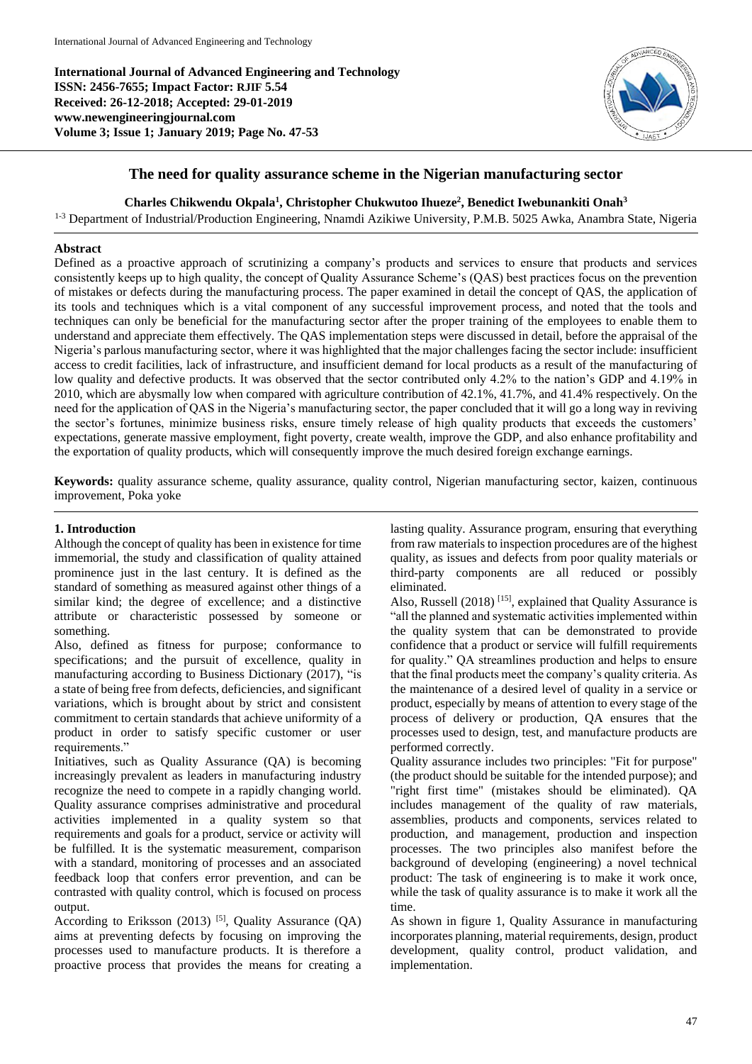**International Journal of Advanced Engineering and Technology**
**ISSN: 2456-7655; Impact Factor: RJIF 5.54**
**Received: 26-12-2018; Accepted: 29-01-2019**
**www.newengineeringjournal.com**
**Volume 3; Issue 1; January 2019; Page No. 47-53**

# The need for quality assurance scheme in the Nigerian manufacturing sector

**Charles Chikwendu Okpala[1], Christopher Chukwutoo Ihueze[2], Benedict Iwebunankiti Onah[3]**

[1-3] Department of Industrial/Production Engineering, Nnamdi Azikiwe University, P.M.B. 5025 Awka, Anambra State, Nigeria

**Abstract**

Defined as a proactive approach of scrutinizing a company's products and services to ensure that products and services consistently keeps up to high quality, the concept of Quality Assurance Scheme's (QAS) best practices focus on the prevention of mistakes or defects during the manufacturing process. The paper examined in detail the concept of QAS, the application of its tools and techniques which is a vital component of any successful improvement process, and noted that the tools and techniques can only be beneficial for the manufacturing sector after the proper training of the employees to enable them to understand and appreciate them effectively. The QAS implementation steps were discussed in detail, before the appraisal of the Nigeria's parlous manufacturing sector, where it was highlighted that the major challenges facing the sector include: insufficient access to credit facilities, lack of infrastructure, and insufficient demand for local products as a result of the manufacturing of low quality and defective products. It was observed that the sector contributed only 4.2% to the nation's GDP and 4.19% in 2010, which are abysmally low when compared with agriculture contribution of 42.1%, 41.7%, and 41.4% respectively. On the need for the application of QAS in the Nigeria's manufacturing sector, the paper concluded that it will go a long way in reviving the sector's fortunes, minimize business risks, ensure timely release of high quality products that exceeds the customers' expectations, generate massive employment, fight poverty, create wealth, improve the GDP, and also enhance profitability and the exportation of quality products, which will consequently improve the much desired foreign exchange earnings.

**Keywords:** quality assurance scheme, quality assurance, quality control, Nigerian manufacturing sector, kaizen, continuous improvement, Poka yoke

## 1. Introduction

Although the concept of quality has been in existence for time immemorial, the study and classification of quality attained prominence just in the last century. It is defined as the standard of something as measured against other things of a similar kind; the degree of excellence; and a distinctive attribute or characteristic possessed by someone or something.

Also, defined as fitness for purpose; conformance to specifications; and the pursuit of excellence, quality in manufacturing according to Business Dictionary (2017), "is a state of being free from defects, deficiencies, and significant variations, which is brought about by strict and consistent commitment to certain standards that achieve uniformity of a product in order to satisfy specific customer or user requirements."

Initiatives, such as Quality Assurance (QA) is becoming increasingly prevalent as leaders in manufacturing industry recognize the need to compete in a rapidly changing world. Quality assurance comprises administrative and procedural activities implemented in a quality system so that requirements and goals for a product, service or activity will be fulfilled. It is the systematic measurement, comparison with a standard, monitoring of processes and an associated feedback loop that confers error prevention, and can be contrasted with quality control, which is focused on process output.

According to Eriksson (2013) [5], Quality Assurance (QA) aims at preventing defects by focusing on improving the processes used to manufacture products. It is therefore a proactive process that provides the means for creating a lasting quality. Assurance program, ensuring that everything from raw materials to inspection procedures are of the highest quality, as issues and defects from poor quality materials or third-party components are all reduced or possibly eliminated.

Also, Russell (2018) [15], explained that Quality Assurance is "all the planned and systematic activities implemented within the quality system that can be demonstrated to provide confidence that a product or service will fulfill requirements for quality." QA streamlines production and helps to ensure that the final products meet the company's quality criteria. As the maintenance of a desired level of quality in a service or product, especially by means of attention to every stage of the process of delivery or production, QA ensures that the processes used to design, test, and manufacture products are performed correctly.

Quality assurance includes two principles: "Fit for purpose" (the product should be suitable for the intended purpose); and "right first time" (mistakes should be eliminated). QA includes management of the quality of raw materials, assemblies, products and components, services related to production, and management, production and inspection processes. The two principles also manifest before the background of developing (engineering) a novel technical product: The task of engineering is to make it work once, while the task of quality assurance is to make it work all the time.

As shown in figure 1, Quality Assurance in manufacturing incorporates planning, material requirements, design, product development, quality control, product validation, and implementation.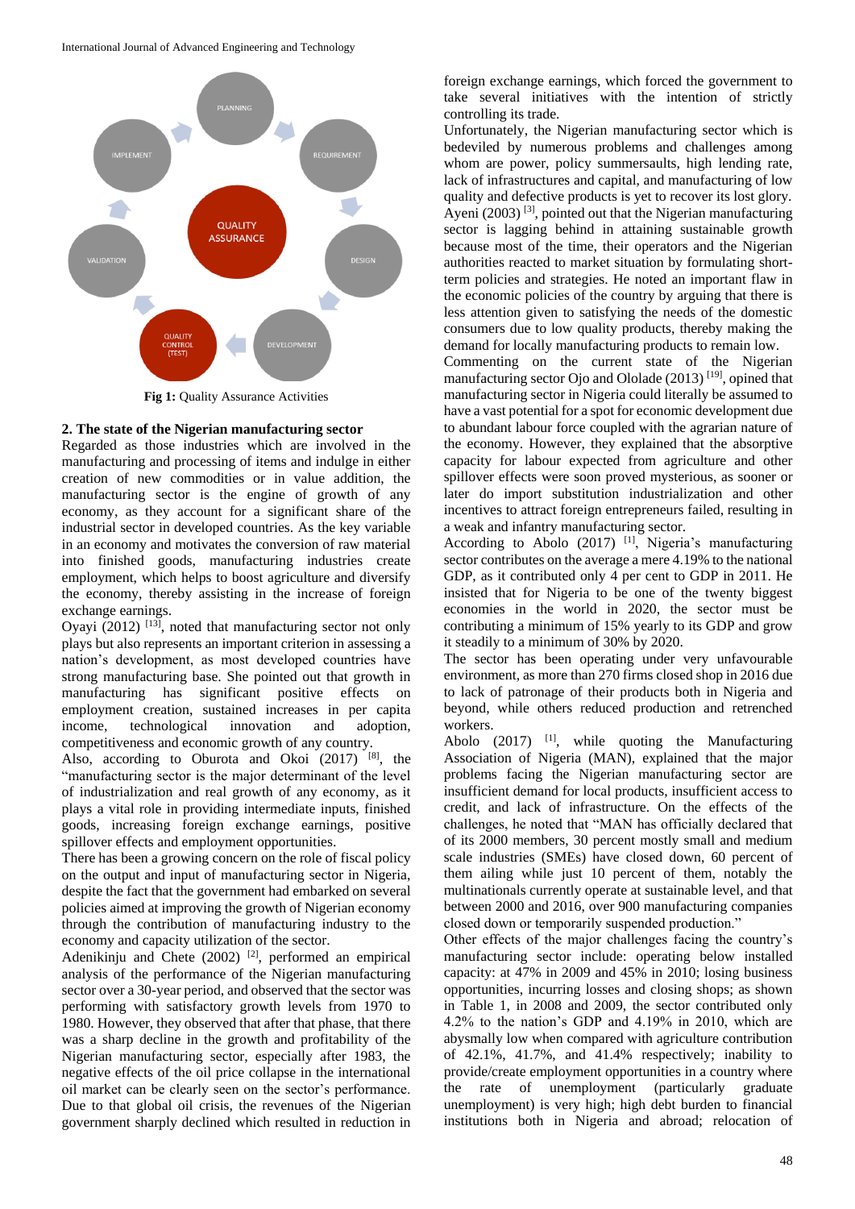Fig 1: Quality Assurance Activities

## 2. The state of the Nigerian manufacturing sector

Regarded as those industries which are involved in the manufacturing and processing of items and indulge in either creation of new commodities or in value addition, the manufacturing sector is the engine of growth of any economy, as they account for a significant share of the industrial sector in developed countries. As the key variable in an economy and motivates the conversion of raw material into finished goods, manufacturing industries create employment, which helps to boost agriculture and diversify the economy, thereby assisting in the increase of foreign exchange earnings.

Oyayi (2012) [13], noted that manufacturing sector not only plays but also represents an important criterion in assessing a nation's development, as most developed countries have strong manufacturing base. She pointed out that growth in manufacturing has significant positive effects on employment creation, sustained increases in per capita income, technological innovation and adoption, competitiveness and economic growth of any country.

Also, according to Oburota and Okoi (2017) [8], the "manufacturing sector is the major determinant of the level of industrialization and real growth of any economy, as it plays a vital role in providing intermediate inputs, finished goods, increasing foreign exchange earnings, positive spillover effects and employment opportunities.

There has been a growing concern on the role of fiscal policy on the output and input of manufacturing sector in Nigeria, despite the fact that the government had embarked on several policies aimed at improving the growth of Nigerian economy through the contribution of manufacturing industry to the economy and capacity utilization of the sector.

Adenikinju and Chete (2002) [2], performed an empirical analysis of the performance of the Nigerian manufacturing sector over a 30-year period, and observed that the sector was performing with satisfactory growth levels from 1970 to 1980. However, they observed that after that phase, that there was a sharp decline in the growth and profitability of the Nigerian manufacturing sector, especially after 1983, the negative effects of the oil price collapse in the international oil market can be clearly seen on the sector's performance. Due to that global oil crisis, the revenues of the Nigerian government sharply declined which resulted in reduction in foreign exchange earnings, which forced the government to take several initiatives with the intention of strictly controlling its trade.

Unfortunately, the Nigerian manufacturing sector which is bedeviled by numerous problems and challenges among whom are power, policy summersaults, high lending rate, lack of infrastructures and capital, and manufacturing of low quality and defective products is yet to recover its lost glory. Ayeni (2003) [3], pointed out that the Nigerian manufacturing sector is lagging behind in attaining sustainable growth because most of the time, their operators and the Nigerian authorities reacted to market situation by formulating short-term policies and strategies. He noted an important flaw in the economic policies of the country by arguing that there is less attention given to satisfying the needs of the domestic consumers due to low quality products, thereby making the demand for locally manufacturing products to remain low.

Commenting on the current state of the Nigerian manufacturing sector Ojo and Ololade (2013) [19], opined that manufacturing sector in Nigeria could literally be assumed to have a vast potential for a spot for economic development due to abundant labour force coupled with the agrarian nature of the economy. However, they explained that the absorptive capacity for labour expected from agriculture and other spillover effects were soon proved mysterious, as sooner or later do import substitution industrialization and other incentives to attract foreign entrepreneurs failed, resulting in a weak and infantry manufacturing sector.

According to Abolo (2017) [1], Nigeria's manufacturing sector contributes on the average a mere 4.19% to the national GDP, as it contributed only 4 per cent to GDP in 2011. He insisted that for Nigeria to be one of the twenty biggest economies in the world in 2020, the sector must be contributing a minimum of 15% yearly to its GDP and grow it steadily to a minimum of 30% by 2020.

The sector has been operating under very unfavourable environment, as more than 270 firms closed shop in 2016 due to lack of patronage of their products both in Nigeria and beyond, while others reduced production and retrenched workers.

Abolo (2017) [1], while quoting the Manufacturing Association of Nigeria (MAN), explained that the major problems facing the Nigerian manufacturing sector are insufficient demand for local products, insufficient access to credit, and lack of infrastructure. On the effects of the challenges, he noted that "MAN has officially declared that of its 2000 members, 30 percent mostly small and medium scale industries (SMEs) have closed down, 60 percent of them ailing while just 10 percent of them, notably the multinationals currently operate at sustainable level, and that between 2000 and 2016, over 900 manufacturing companies closed down or temporarily suspended production."

Other effects of the major challenges facing the country's manufacturing sector include: operating below installed capacity: at 47% in 2009 and 45% in 2010; losing business opportunities, incurring losses and closing shops; as shown in Table 1, in 2008 and 2009, the sector contributed only 4.2% to the nation's GDP and 4.19% in 2010, which are abysmally low when compared with agriculture contribution of 42.1%, 41.7%, and 41.4% respectively; inability to provide/create employment opportunities in a country where the rate of unemployment (particularly graduate unemployment) is very high; high debt burden to financial institutions both in Nigeria and abroad; relocation of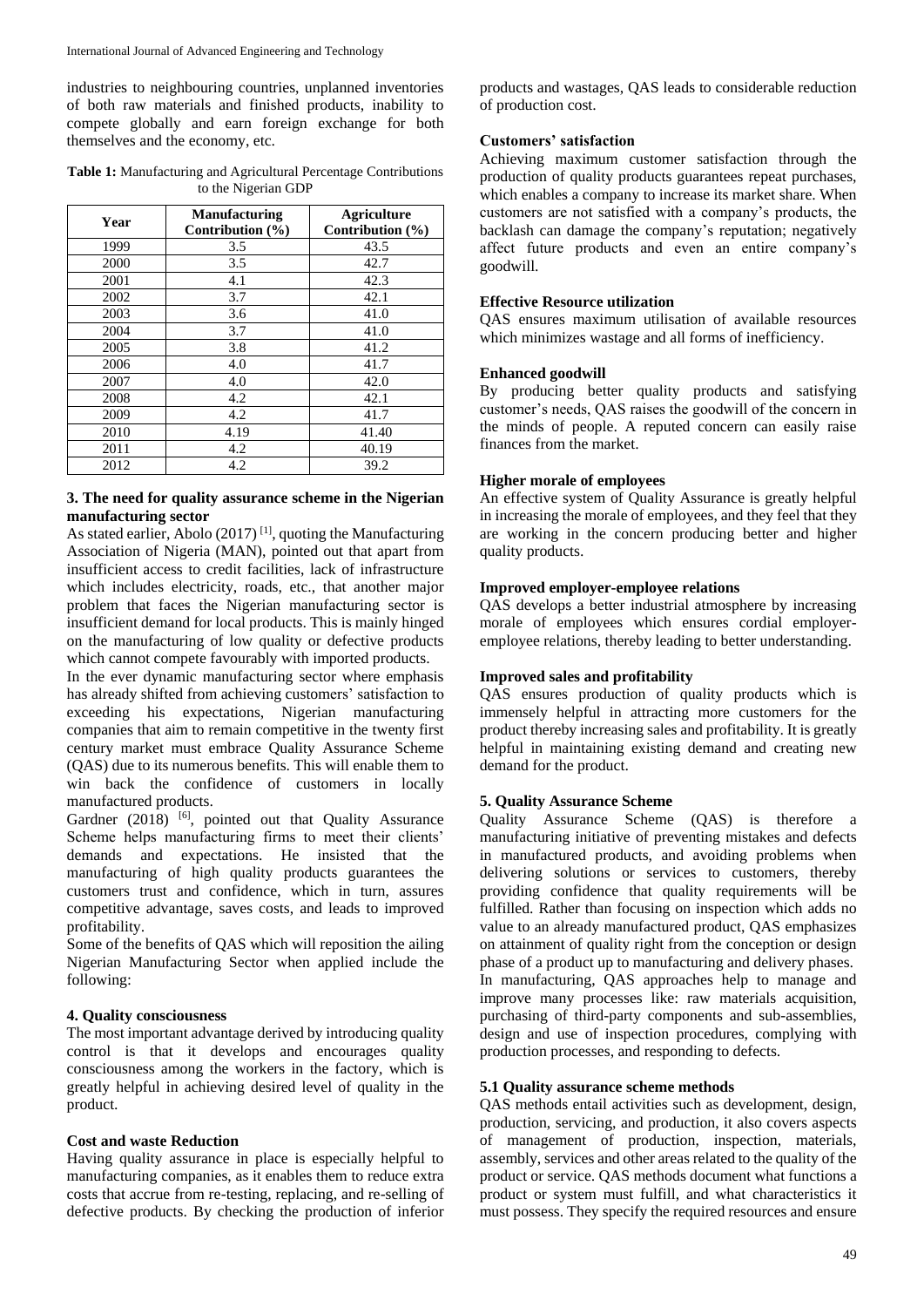industries to neighbouring countries, unplanned inventories of both raw materials and finished products, inability to compete globally and earn foreign exchange for both themselves and the economy, etc.

**Table 1:** Manufacturing and Agricultural Percentage Contributions to the Nigerian GDP

| Year | Manufacturing Contribution (%) | Agriculture Contribution (%) |
|---|---|---|
| 1999 | 3.5 | 43.5 |
| 2000 | 3.5 | 42.7 |
| 2001 | 4.1 | 42.3 |
| 2002 | 3.7 | 42.1 |
| 2003 | 3.6 | 41.0 |
| 2004 | 3.7 | 41.0 |
| 2005 | 3.8 | 41.2 |
| 2006 | 4.0 | 41.7 |
| 2007 | 4.0 | 42.0 |
| 2008 | 4.2 | 42.1 |
| 2009 | 4.2 | 41.7 |
| 2010 | 4.19 | 41.40 |
| 2011 | 4.2 | 40.19 |
| 2012 | 4.2 | 39.2 |

## 3. The need for quality assurance scheme in the Nigerian manufacturing sector

As stated earlier, Abolo (2017) [1], quoting the Manufacturing Association of Nigeria (MAN), pointed out that apart from insufficient access to credit facilities, lack of infrastructure which includes electricity, roads, etc., that another major problem that faces the Nigerian manufacturing sector is insufficient demand for local products. This is mainly hinged on the manufacturing of low quality or defective products which cannot compete favourably with imported products.

In the ever dynamic manufacturing sector where emphasis has already shifted from achieving customers' satisfaction to exceeding his expectations, Nigerian manufacturing companies that aim to remain competitive in the twenty first century market must embrace Quality Assurance Scheme (QAS) due to its numerous benefits. This will enable them to win back the confidence of customers in locally manufactured products.

Gardner (2018) [6], pointed out that Quality Assurance Scheme helps manufacturing firms to meet their clients' demands and expectations. He insisted that the manufacturing of high quality products guarantees the customers trust and confidence, which in turn, assures competitive advantage, saves costs, and leads to improved profitability.

Some of the benefits of QAS which will reposition the ailing Nigerian Manufacturing Sector when applied include the following:

## 4. Quality consciousness

The most important advantage derived by introducing quality control is that it develops and encourages quality consciousness among the workers in the factory, which is greatly helpful in achieving desired level of quality in the product.

### Cost and waste Reduction

Having quality assurance in place is especially helpful to manufacturing companies, as it enables them to reduce extra costs that accrue from re-testing, replacing, and re-selling of defective products. By checking the production of inferior products and wastages, QAS leads to considerable reduction of production cost.

### Customers' satisfaction

Achieving maximum customer satisfaction through the production of quality products guarantees repeat purchases, which enables a company to increase its market share. When customers are not satisfied with a company's products, the backlash can damage the company's reputation; negatively affect future products and even an entire company's goodwill.

### Effective Resource utilization

QAS ensures maximum utilisation of available resources which minimizes wastage and all forms of inefficiency.

### Enhanced goodwill

By producing better quality products and satisfying customer's needs, QAS raises the goodwill of the concern in the minds of people. A reputed concern can easily raise finances from the market.

### Higher morale of employees

An effective system of Quality Assurance is greatly helpful in increasing the morale of employees, and they feel that they are working in the concern producing better and higher quality products.

### Improved employer-employee relations

QAS develops a better industrial atmosphere by increasing morale of employees which ensures cordial employer-employee relations, thereby leading to better understanding.

### Improved sales and profitability

QAS ensures production of quality products which is immensely helpful in attracting more customers for the product thereby increasing sales and profitability. It is greatly helpful in maintaining existing demand and creating new demand for the product.

## 5. Quality Assurance Scheme

Quality Assurance Scheme (QAS) is therefore a manufacturing initiative of preventing mistakes and defects in manufactured products, and avoiding problems when delivering solutions or services to customers, thereby providing confidence that quality requirements will be fulfilled. Rather than focusing on inspection which adds no value to an already manufactured product, QAS emphasizes on attainment of quality right from the conception or design phase of a product up to manufacturing and delivery phases.

In manufacturing, QAS approaches help to manage and improve many processes like: raw materials acquisition, purchasing of third-party components and sub-assemblies, design and use of inspection procedures, complying with production processes, and responding to defects.

### 5.1 Quality assurance scheme methods

QAS methods entail activities such as development, design, production, servicing, and production, it also covers aspects of management of production, inspection, materials, assembly, services and other areas related to the quality of the product or service. QAS methods document what functions a product or system must fulfill, and what characteristics it must possess. They specify the required resources and ensure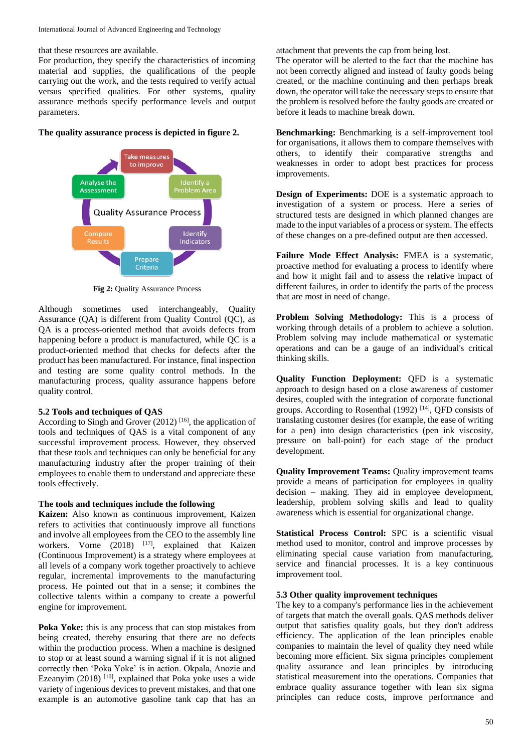that these resources are available.

For production, they specify the characteristics of incoming material and supplies, the qualifications of the people carrying out the work, and the tests required to verify actual versus specified qualities. For other systems, quality assurance methods specify performance levels and output parameters.

**The quality assurance process is depicted in figure 2.**

**Fig 2:** Quality Assurance Process

Although sometimes used interchangeably, Quality Assurance (QA) is different from Quality Control (QC), as QA is a process-oriented method that avoids defects from happening before a product is manufactured, while QC is a product-oriented method that checks for defects after the product has been manufactured. For instance, final inspection and testing are some quality control methods. In the manufacturing process, quality assurance happens before quality control.

### 5.2 Tools and techniques of QAS

According to Singh and Grover (2012) [16], the application of tools and techniques of QAS is a vital component of any successful improvement process. However, they observed that these tools and techniques can only be beneficial for any manufacturing industry after the proper training of their employees to enable them to understand and appreciate these tools effectively.

**The tools and techniques include the following**

**Kaizen:** Also known as continuous improvement, Kaizen refers to activities that continuously improve all functions and involve all employees from the CEO to the assembly line workers. Vorne (2018) [17], explained that Kaizen (Continuous Improvement) is a strategy where employees at all levels of a company work together proactively to achieve regular, incremental improvements to the manufacturing process. He pointed out that in a sense; it combines the collective talents within a company to create a powerful engine for improvement.

**Poka Yoke:** this is any process that can stop mistakes from being created, thereby ensuring that there are no defects within the production process. When a machine is designed to stop or at least sound a warning signal if it is not aligned correctly then 'Poka Yoke' is in action. Okpala, Anozie and Ezeanyim (2018) [10], explained that Poka yoke uses a wide variety of ingenious devices to prevent mistakes, and that one example is an automotive gasoline tank cap that has an attachment that prevents the cap from being lost.

The operator will be alerted to the fact that the machine has not been correctly aligned and instead of faulty goods being created, or the machine continuing and then perhaps break down, the operator will take the necessary steps to ensure that the problem is resolved before the faulty goods are created or before it leads to machine break down.

**Benchmarking:** Benchmarking is a self-improvement tool for organisations, it allows them to compare themselves with others, to identify their comparative strengths and weaknesses in order to adopt best practices for process improvements.

**Design of Experiments:** DOE is a systematic approach to investigation of a system or process. Here a series of structured tests are designed in which planned changes are made to the input variables of a process or system. The effects of these changes on a pre-defined output are then accessed.

**Failure Mode Effect Analysis:** FMEA is a systematic, proactive method for evaluating a process to identify where and how it might fail and to assess the relative impact of different failures, in order to identify the parts of the process that are most in need of change.

**Problem Solving Methodology:** This is a process of working through details of a problem to achieve a solution. Problem solving may include mathematical or systematic operations and can be a gauge of an individual's critical thinking skills.

**Quality Function Deployment:** QFD is a systematic approach to design based on a close awareness of customer desires, coupled with the integration of corporate functional groups. According to Rosenthal (1992) [14], QFD consists of translating customer desires (for example, the ease of writing for a pen) into design characteristics (pen ink viscosity, pressure on ball-point) for each stage of the product development.

**Quality Improvement Teams:** Quality improvement teams provide a means of participation for employees in quality decision – making. They aid in employee development, leadership, problem solving skills and lead to quality awareness which is essential for organizational change.

**Statistical Process Control:** SPC is a scientific visual method used to monitor, control and improve processes by eliminating special cause variation from manufacturing, service and financial processes. It is a key continuous improvement tool.

### 5.3 Other quality improvement techniques

The key to a company's performance lies in the achievement of targets that match the overall goals. QAS methods deliver output that satisfies quality goals, but they don't address efficiency. The application of the lean principles enable companies to maintain the level of quality they need while becoming more efficient. Six sigma principles complement quality assurance and lean principles by introducing statistical measurement into the operations. Companies that embrace quality assurance together with lean six sigma principles can reduce costs, improve performance and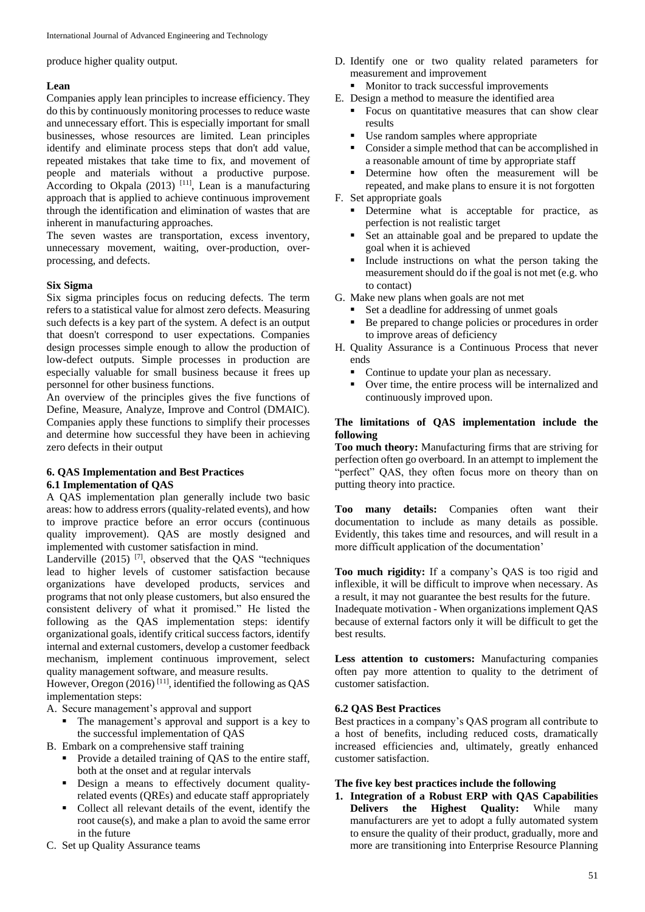produce higher quality output.

**Lean**

Companies apply lean principles to increase efficiency. They do this by continuously monitoring processes to reduce waste and unnecessary effort. This is especially important for small businesses, whose resources are limited. Lean principles identify and eliminate process steps that don't add value, repeated mistakes that take time to fix, and movement of people and materials without a productive purpose. According to Okpala (2013) [11], Lean is a manufacturing approach that is applied to achieve continuous improvement through the identification and elimination of wastes that are inherent in manufacturing approaches.

The seven wastes are transportation, excess inventory, unnecessary movement, waiting, over-production, over-processing, and defects.

**Six Sigma**

Six sigma principles focus on reducing defects. The term refers to a statistical value for almost zero defects. Measuring such defects is a key part of the system. A defect is an output that doesn't correspond to user expectations. Companies design processes simple enough to allow the production of low-defect outputs. Simple processes in production are especially valuable for small business because it frees up personnel for other business functions.

An overview of the principles gives the five functions of Define, Measure, Analyze, Improve and Control (DMAIC). Companies apply these functions to simplify their processes and determine how successful they have been in achieving zero defects in their output

## 6. QAS Implementation and Best Practices

### 6.1 Implementation of QAS

A QAS implementation plan generally include two basic areas: how to address errors (quality-related events), and how to improve practice before an error occurs (continuous quality improvement). QAS are mostly designed and implemented with customer satisfaction in mind.

Landerville (2015) [7], observed that the QAS "techniques lead to higher levels of customer satisfaction because organizations have developed products, services and programs that not only please customers, but also ensured the consistent delivery of what it promised." He listed the following as the QAS implementation steps: identify organizational goals, identify critical success factors, identify internal and external customers, develop a customer feedback mechanism, implement continuous improvement, select quality management software, and measure results.

However, Oregon (2016) [11], identified the following as QAS implementation steps:

A. Secure management's approval and support
   - The management's approval and support is a key to the successful implementation of QAS

B. Embark on a comprehensive staff training
   - Provide a detailed training of QAS to the entire staff, both at the onset and at regular intervals
   - Design a means to effectively document quality-related events (QREs) and educate staff appropriately
   - Collect all relevant details of the event, identify the root cause(s), and make a plan to avoid the same error in the future

C. Set up Quality Assurance teams

D. Identify one or two quality related parameters for measurement and improvement
   - Monitor to track successful improvements

E. Design a method to measure the identified area
   - Focus on quantitative measures that can show clear results
   - Use random samples where appropriate
   - Consider a simple method that can be accomplished in a reasonable amount of time by appropriate staff
   - Determine how often the measurement will be repeated, and make plans to ensure it is not forgotten

F. Set appropriate goals
   - Determine what is acceptable for practice, as perfection is not realistic target
   - Set an attainable goal and be prepared to update the goal when it is achieved
   - Include instructions on what the person taking the measurement should do if the goal is not met (e.g. who to contact)

G. Make new plans when goals are not met
   - Set a deadline for addressing of unmet goals
   - Be prepared to change policies or procedures in order to improve areas of deficiency

H. Quality Assurance is a Continuous Process that never ends
   - Continue to update your plan as necessary.
   - Over time, the entire process will be internalized and continuously improved upon.

**The limitations of QAS implementation include the following**

**Too much theory:** Manufacturing firms that are striving for perfection often go overboard. In an attempt to implement the "perfect" QAS, they often focus more on theory than on putting theory into practice.

**Too many details:** Companies often want their documentation to include as many details as possible. Evidently, this takes time and resources, and will result in a more difficult application of the documentation'

**Too much rigidity:** If a company's QAS is too rigid and inflexible, it will be difficult to improve when necessary. As a result, it may not guarantee the best results for the future.

Inadequate motivation - When organizations implement QAS because of external factors only it will be difficult to get the best results.

**Less attention to customers:** Manufacturing companies often pay more attention to quality to the detriment of customer satisfaction.

### 6.2 QAS Best Practices

Best practices in a company's QAS program all contribute to a host of benefits, including reduced costs, dramatically increased efficiencies and, ultimately, greatly enhanced customer satisfaction.

**The five key best practices include the following**

1. **Integration of a Robust ERP with QAS Capabilities Delivers the Highest Quality:** While many manufacturers are yet to adopt a fully automated system to ensure the quality of their product, gradually, more and more are transitioning into Enterprise Resource Planning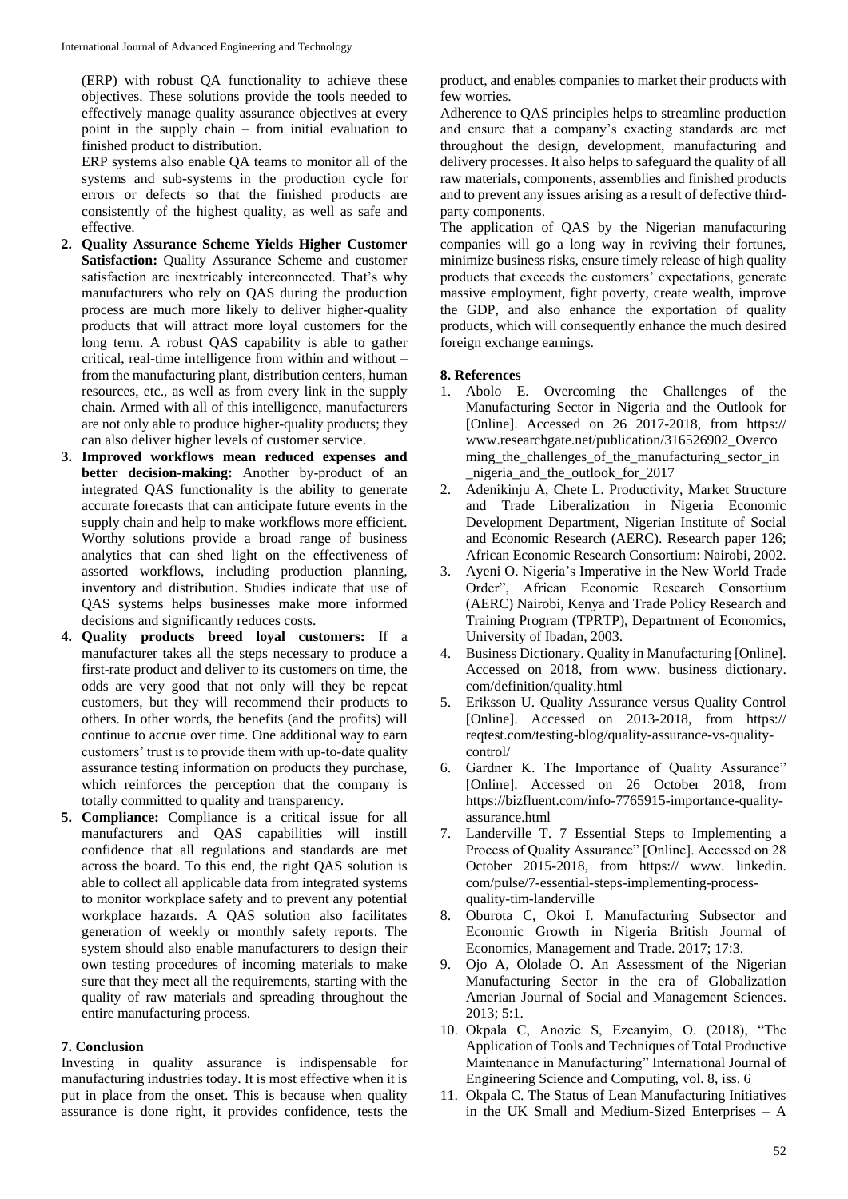(ERP) with robust QA functionality to achieve these objectives. These solutions provide the tools needed to effectively manage quality assurance objectives at every point in the supply chain – from initial evaluation to finished product to distribution.

ERP systems also enable QA teams to monitor all of the systems and sub-systems in the production cycle for errors or defects so that the finished products are consistently of the highest quality, as well as safe and effective.

2. **Quality Assurance Scheme Yields Higher Customer Satisfaction:** Quality Assurance Scheme and customer satisfaction are inextricably interconnected. That's why manufacturers who rely on QAS during the production process are much more likely to deliver higher-quality products that will attract more loyal customers for the long term. A robust QAS capability is able to gather critical, real-time intelligence from within and without – from the manufacturing plant, distribution centers, human resources, etc., as well as from every link in the supply chain. Armed with all of this intelligence, manufacturers are not only able to produce higher-quality products; they can also deliver higher levels of customer service.
3. **Improved workflows mean reduced expenses and better decision-making:** Another by-product of an integrated QAS functionality is the ability to generate accurate forecasts that can anticipate future events in the supply chain and help to make workflows more efficient. Worthy solutions provide a broad range of business analytics that can shed light on the effectiveness of assorted workflows, including production planning, inventory and distribution. Studies indicate that use of QAS systems helps businesses make more informed decisions and significantly reduces costs.
4. **Quality products breed loyal customers:** If a manufacturer takes all the steps necessary to produce a first-rate product and deliver to its customers on time, the odds are very good that not only will they be repeat customers, but they will recommend their products to others. In other words, the benefits (and the profits) will continue to accrue over time. One additional way to earn customers' trust is to provide them with up-to-date quality assurance testing information on products they purchase, which reinforces the perception that the company is totally committed to quality and transparency.
5. **Compliance:** Compliance is a critical issue for all manufacturers and QAS capabilities will instill confidence that all regulations and standards are met across the board. To this end, the right QAS solution is able to collect all applicable data from integrated systems to monitor workplace safety and to prevent any potential workplace hazards. A QAS solution also facilitates generation of weekly or monthly safety reports. The system should also enable manufacturers to design their own testing procedures of incoming materials to make sure that they meet all the requirements, starting with the quality of raw materials and spreading throughout the entire manufacturing process.

## 7. Conclusion

Investing in quality assurance is indispensable for manufacturing industries today. It is most effective when it is put in place from the onset. This is because when quality assurance is done right, it provides confidence, tests the product, and enables companies to market their products with few worries.

Adherence to QAS principles helps to streamline production and ensure that a company's exacting standards are met throughout the design, development, manufacturing and delivery processes. It also helps to safeguard the quality of all raw materials, components, assemblies and finished products and to prevent any issues arising as a result of defective third-party components.

The application of QAS by the Nigerian manufacturing companies will go a long way in reviving their fortunes, minimize business risks, ensure timely release of high quality products that exceeds the customers' expectations, generate massive employment, fight poverty, create wealth, improve the GDP, and also enhance the exportation of quality products, which will consequently enhance the much desired foreign exchange earnings.

## 8. References

1. Abolo E. Overcoming the Challenges of the Manufacturing Sector in Nigeria and the Outlook for [Online]. Accessed on 26 2017-2018, from https:// www.researchgate.net/publication/316526902_Overcoming_the_challenges_of_the_manufacturing_sector_in_nigeria_and_the_outlook_for_2017
2. Adenikinju A, Chete L. Productivity, Market Structure and Trade Liberalization in Nigeria Economic Development Department, Nigerian Institute of Social and Economic Research (AERC). Research paper 126; African Economic Research Consortium: Nairobi, 2002.
3. Ayeni O. Nigeria's Imperative in the New World Trade Order", African Economic Research Consortium (AERC) Nairobi, Kenya and Trade Policy Research and Training Program (TPRTP), Department of Economics, University of Ibadan, 2003.
4. Business Dictionary. Quality in Manufacturing [Online]. Accessed on 2018, from www. business dictionary. com/definition/quality.html
5. Eriksson U. Quality Assurance versus Quality Control [Online]. Accessed on 2013-2018, from https:// reqtest.com/testing-blog/quality-assurance-vs-quality-control/
6. Gardner K. The Importance of Quality Assurance" [Online]. Accessed on 26 October 2018, from https://bizfluent.com/info-7765915-importance-quality-assurance.html
7. Landerville T. 7 Essential Steps to Implementing a Process of Quality Assurance" [Online]. Accessed on 28 October 2015-2018, from https:// www. linkedin. com/pulse/7-essential-steps-implementing-process-quality-tim-landerville
8. Oburota C, Okoi I. Manufacturing Subsector and Economic Growth in Nigeria British Journal of Economics, Management and Trade. 2017; 17:3.
9. Ojo A, Ololade O. An Assessment of the Nigerian Manufacturing Sector in the era of Globalization Amerian Journal of Social and Management Sciences. 2013; 5:1.
10. Okpala C, Anozie S, Ezeanyim, O. (2018), "The Application of Tools and Techniques of Total Productive Maintenance in Manufacturing" International Journal of Engineering Science and Computing, vol. 8, iss. 6
11. Okpala C. The Status of Lean Manufacturing Initiatives in the UK Small and Medium-Sized Enterprises – A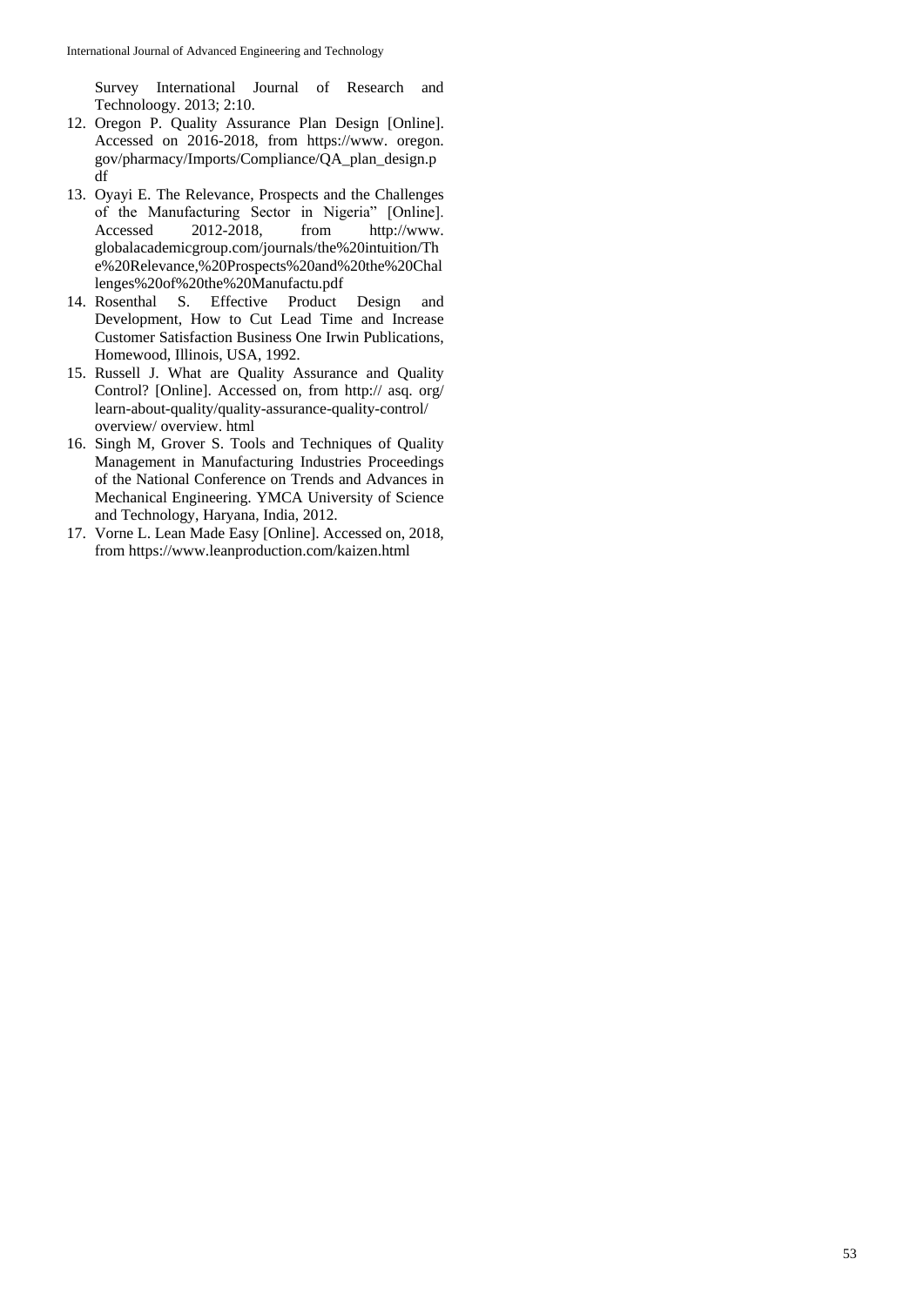Survey International Journal of Research and Technoloogy. 2013; 2:10.

12. Oregon P. Quality Assurance Plan Design [Online]. Accessed on 2016-2018, from https://www. oregon. gov/pharmacy/Imports/Compliance/QA_plan_design.pdf
13. Oyayi E. The Relevance, Prospects and the Challenges of the Manufacturing Sector in Nigeria" [Online]. Accessed 2012-2018, from http://www. globalacademicgroup.com/journals/the%20intuition/The%20Relevance,%20Prospects%20and%20the%20Challenges%20of%20the%20Manufactu.pdf
14. Rosenthal S. Effective Product Design and Development, How to Cut Lead Time and Increase Customer Satisfaction Business One Irwin Publications, Homewood, Illinois, USA, 1992.
15. Russell J. What are Quality Assurance and Quality Control? [Online]. Accessed on, from http:// asq. org/ learn-about-quality/quality-assurance-quality-control/ overview/ overview. html
16. Singh M, Grover S. Tools and Techniques of Quality Management in Manufacturing Industries Proceedings of the National Conference on Trends and Advances in Mechanical Engineering. YMCA University of Science and Technology, Haryana, India, 2012.
17. Vorne L. Lean Made Easy [Online]. Accessed on, 2018, from https://www.leanproduction.com/kaizen.html